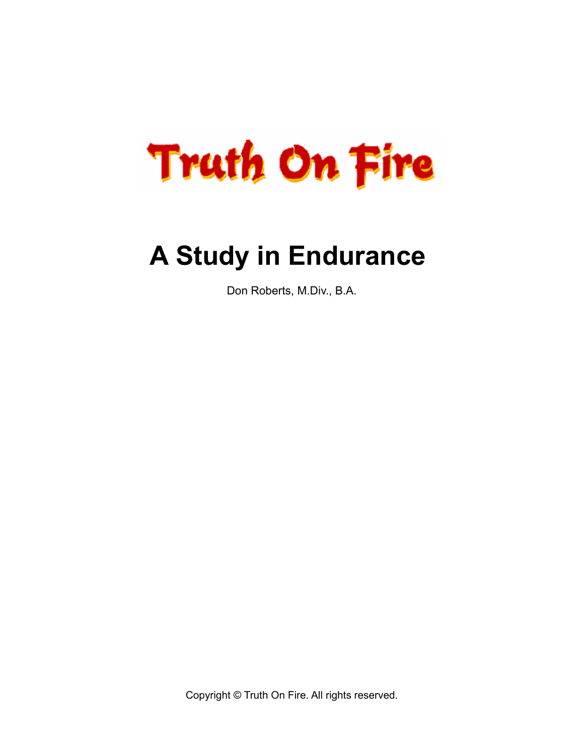Truth On Fire

# A Study in Endurance

Don Roberts, M.Div., B.A.

Copyright © Truth On Fire. All rights reserved.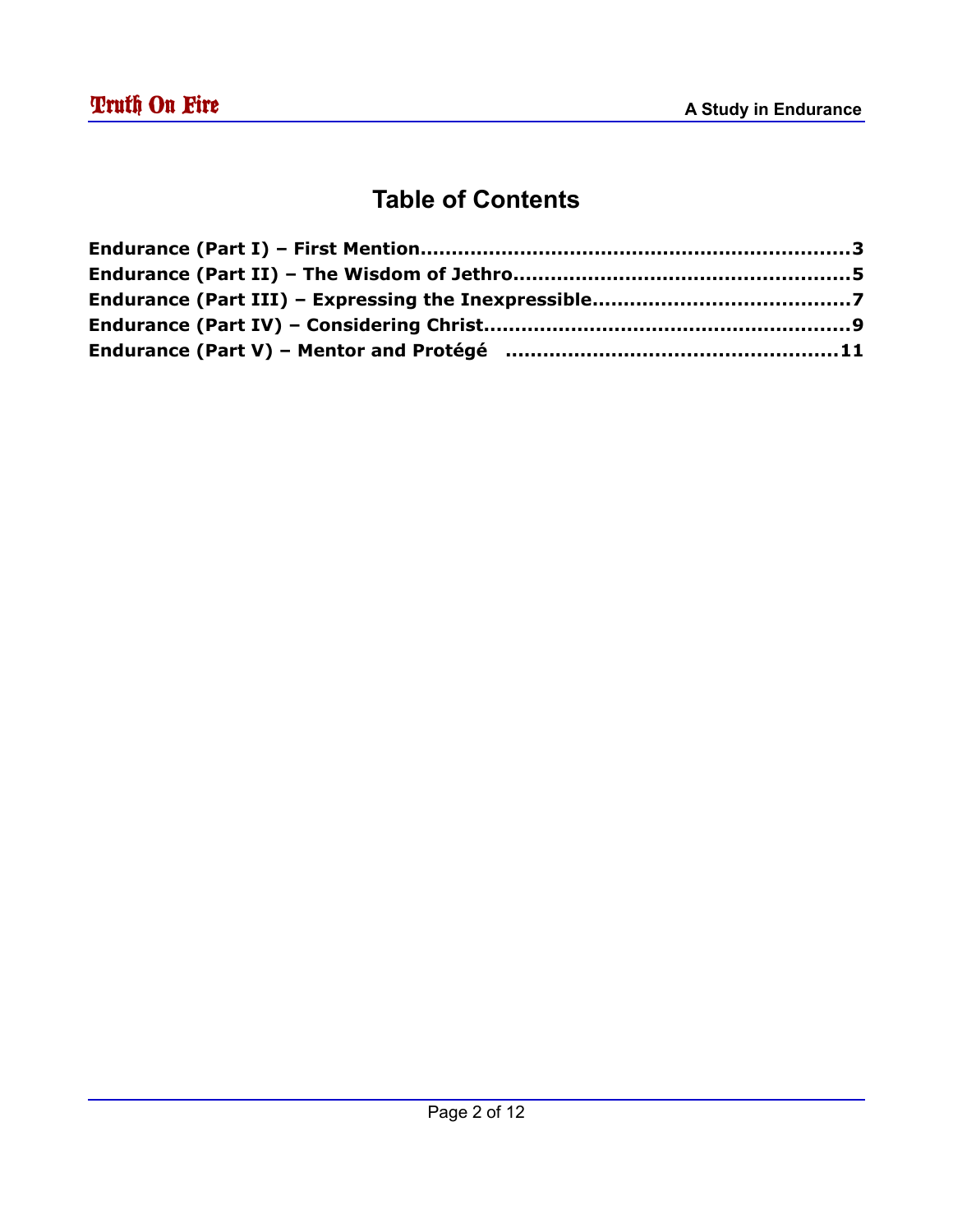# Table of Contents

**Endurance (Part I) – First Mention....................................................................3**

**Endurance (Part II) – The Wisdom of Jethro.....................................................5**

**Endurance (Part III) – Expressing the Inexpressible.......................................7**

**Endurance (Part IV) – Considering Christ.........................................................9**

**Endurance (Part V) – Mentor and Protégé ....................................................11**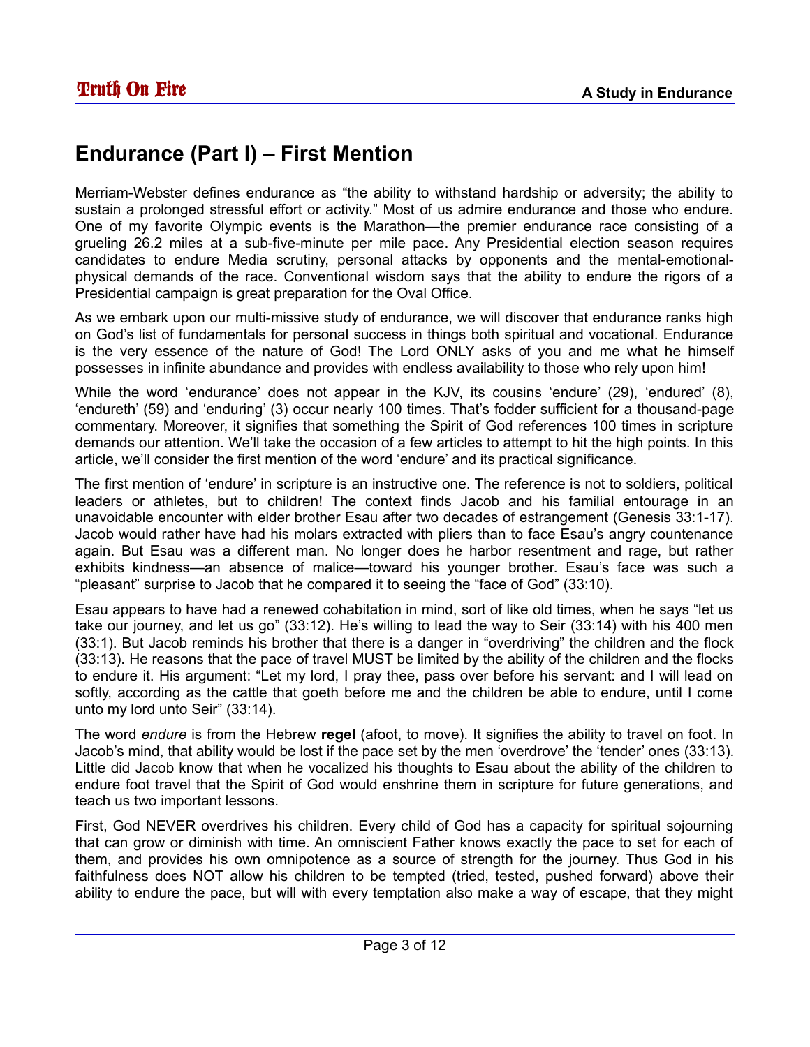# Endurance (Part I) – First Mention

Merriam-Webster defines endurance as "the ability to withstand hardship or adversity; the ability to sustain a prolonged stressful effort or activity." Most of us admire endurance and those who endure. One of my favorite Olympic events is the Marathon—the premier endurance race consisting of a grueling 26.2 miles at a sub-five-minute per mile pace. Any Presidential election season requires candidates to endure Media scrutiny, personal attacks by opponents and the mental-emotional-physical demands of the race. Conventional wisdom says that the ability to endure the rigors of a Presidential campaign is great preparation for the Oval Office.

As we embark upon our multi-missive study of endurance, we will discover that endurance ranks high on God's list of fundamentals for personal success in things both spiritual and vocational. Endurance is the very essence of the nature of God! The Lord ONLY asks of you and me what he himself possesses in infinite abundance and provides with endless availability to those who rely upon him!

While the word 'endurance' does not appear in the KJV, its cousins 'endure' (29), 'endured' (8), 'endureth' (59) and 'enduring' (3) occur nearly 100 times. That's fodder sufficient for a thousand-page commentary. Moreover, it signifies that something the Spirit of God references 100 times in scripture demands our attention. We'll take the occasion of a few articles to attempt to hit the high points. In this article, we'll consider the first mention of the word 'endure' and its practical significance.

The first mention of 'endure' in scripture is an instructive one. The reference is not to soldiers, political leaders or athletes, but to children! The context finds Jacob and his familial entourage in an unavoidable encounter with elder brother Esau after two decades of estrangement (Genesis 33:1-17). Jacob would rather have had his molars extracted with pliers than to face Esau's angry countenance again. But Esau was a different man. No longer does he harbor resentment and rage, but rather exhibits kindness—an absence of malice—toward his younger brother. Esau's face was such a "pleasant" surprise to Jacob that he compared it to seeing the "face of God" (33:10).

Esau appears to have had a renewed cohabitation in mind, sort of like old times, when he says "let us take our journey, and let us go" (33:12). He's willing to lead the way to Seir (33:14) with his 400 men (33:1). But Jacob reminds his brother that there is a danger in "overdriving" the children and the flock (33:13). He reasons that the pace of travel MUST be limited by the ability of the children and the flocks to endure it. His argument: "Let my lord, I pray thee, pass over before his servant: and I will lead on softly, according as the cattle that goeth before me and the children be able to endure, until I come unto my lord unto Seir" (33:14).

The word *endure* is from the Hebrew **regel** (afoot, to move). It signifies the ability to travel on foot. In Jacob's mind, that ability would be lost if the pace set by the men 'overdrove' the 'tender' ones (33:13). Little did Jacob know that when he vocalized his thoughts to Esau about the ability of the children to endure foot travel that the Spirit of God would enshrine them in scripture for future generations, and teach us two important lessons.

First, God NEVER overdrives his children. Every child of God has a capacity for spiritual sojourning that can grow or diminish with time. An omniscient Father knows exactly the pace to set for each of them, and provides his own omnipotence as a source of strength for the journey. Thus God in his faithfulness does NOT allow his children to be tempted (tried, tested, pushed forward) above their ability to endure the pace, but will with every temptation also make a way of escape, that they might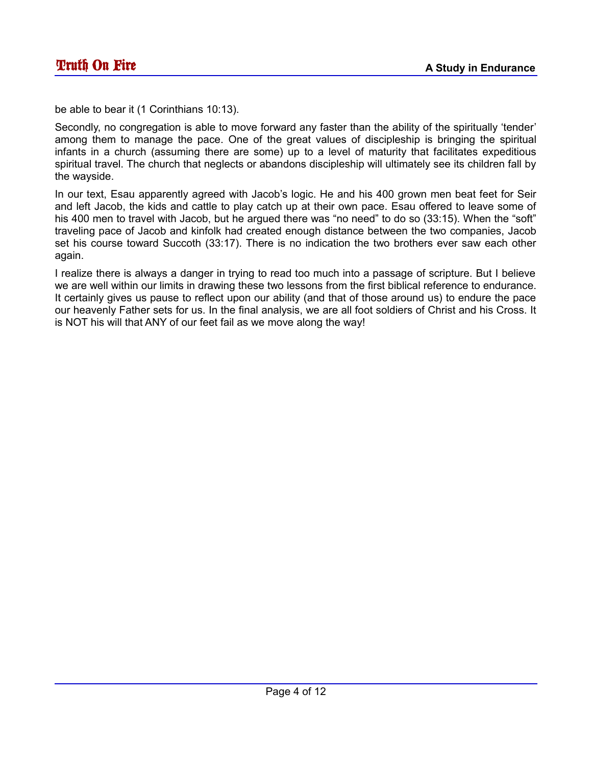be able to bear it (1 Corinthians 10:13).

Secondly, no congregation is able to move forward any faster than the ability of the spiritually 'tender' among them to manage the pace. One of the great values of discipleship is bringing the spiritual infants in a church (assuming there are some) up to a level of maturity that facilitates expeditious spiritual travel. The church that neglects or abandons discipleship will ultimately see its children fall by the wayside.

In our text, Esau apparently agreed with Jacob's logic. He and his 400 grown men beat feet for Seir and left Jacob, the kids and cattle to play catch up at their own pace. Esau offered to leave some of his 400 men to travel with Jacob, but he argued there was "no need" to do so (33:15). When the "soft" traveling pace of Jacob and kinfolk had created enough distance between the two companies, Jacob set his course toward Succoth (33:17). There is no indication the two brothers ever saw each other again.

I realize there is always a danger in trying to read too much into a passage of scripture. But I believe we are well within our limits in drawing these two lessons from the first biblical reference to endurance. It certainly gives us pause to reflect upon our ability (and that of those around us) to endure the pace our heavenly Father sets for us. In the final analysis, we are all foot soldiers of Christ and his Cross. It is NOT his will that ANY of our feet fail as we move along the way!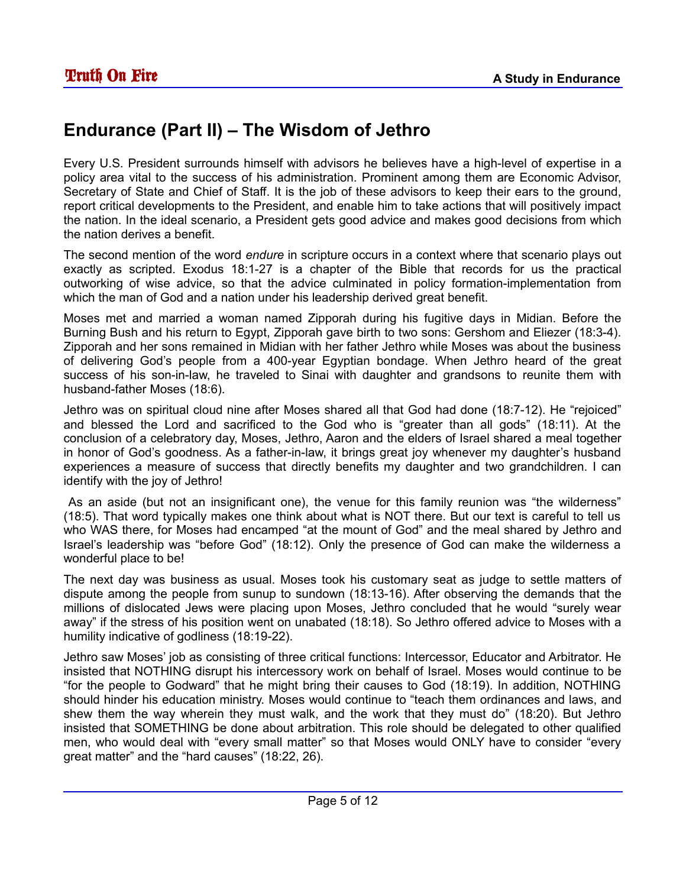## Endurance (Part II) – The Wisdom of Jethro

Every U.S. President surrounds himself with advisors he believes have a high-level of expertise in a policy area vital to the success of his administration. Prominent among them are Economic Advisor, Secretary of State and Chief of Staff. It is the job of these advisors to keep their ears to the ground, report critical developments to the President, and enable him to take actions that will positively impact the nation. In the ideal scenario, a President gets good advice and makes good decisions from which the nation derives a benefit.

The second mention of the word *endure* in scripture occurs in a context where that scenario plays out exactly as scripted. Exodus 18:1-27 is a chapter of the Bible that records for us the practical outworking of wise advice, so that the advice culminated in policy formation-implementation from which the man of God and a nation under his leadership derived great benefit.

Moses met and married a woman named Zipporah during his fugitive days in Midian. Before the Burning Bush and his return to Egypt, Zipporah gave birth to two sons: Gershom and Eliezer (18:3-4). Zipporah and her sons remained in Midian with her father Jethro while Moses was about the business of delivering God's people from a 400-year Egyptian bondage. When Jethro heard of the great success of his son-in-law, he traveled to Sinai with daughter and grandsons to reunite them with husband-father Moses (18:6).

Jethro was on spiritual cloud nine after Moses shared all that God had done (18:7-12). He "rejoiced" and blessed the Lord and sacrificed to the God who is "greater than all gods" (18:11). At the conclusion of a celebratory day, Moses, Jethro, Aaron and the elders of Israel shared a meal together in honor of God's goodness. As a father-in-law, it brings great joy whenever my daughter's husband experiences a measure of success that directly benefits my daughter and two grandchildren. I can identify with the joy of Jethro!

As an aside (but not an insignificant one), the venue for this family reunion was "the wilderness" (18:5). That word typically makes one think about what is NOT there. But our text is careful to tell us who WAS there, for Moses had encamped "at the mount of God" and the meal shared by Jethro and Israel's leadership was "before God" (18:12). Only the presence of God can make the wilderness a wonderful place to be!

The next day was business as usual. Moses took his customary seat as judge to settle matters of dispute among the people from sunup to sundown (18:13-16). After observing the demands that the millions of dislocated Jews were placing upon Moses, Jethro concluded that he would "surely wear away" if the stress of his position went on unabated (18:18). So Jethro offered advice to Moses with a humility indicative of godliness (18:19-22).

Jethro saw Moses' job as consisting of three critical functions: Intercessor, Educator and Arbitrator. He insisted that NOTHING disrupt his intercessory work on behalf of Israel. Moses would continue to be "for the people to Godward" that he might bring their causes to God (18:19). In addition, NOTHING should hinder his education ministry. Moses would continue to "teach them ordinances and laws, and shew them the way wherein they must walk, and the work that they must do" (18:20). But Jethro insisted that SOMETHING be done about arbitration. This role should be delegated to other qualified men, who would deal with "every small matter" so that Moses would ONLY have to consider "every great matter" and the "hard causes" (18:22, 26).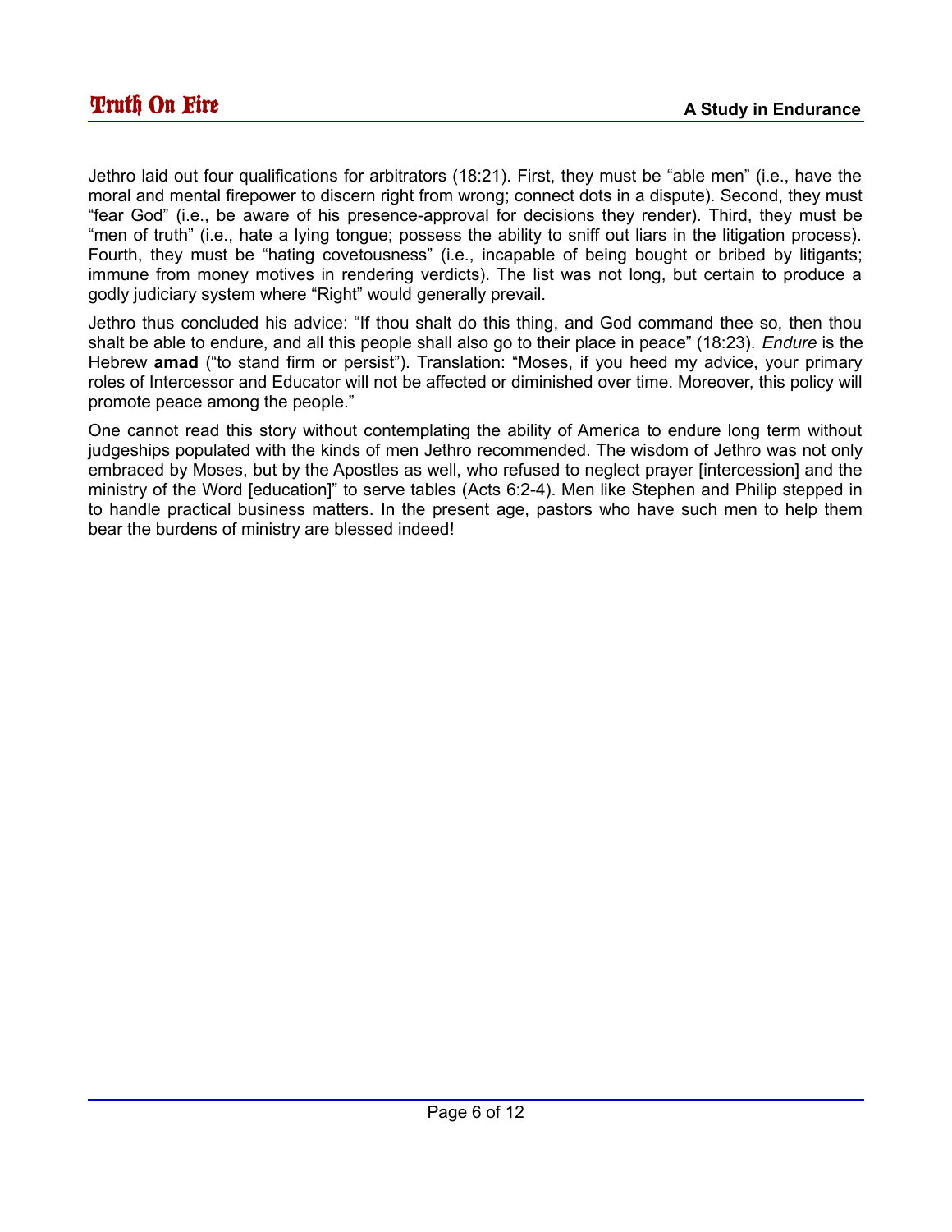Jethro laid out four qualifications for arbitrators (18:21). First, they must be “able men” (i.e., have the moral and mental firepower to discern right from wrong; connect dots in a dispute). Second, they must “fear God” (i.e., be aware of his presence-approval for decisions they render). Third, they must be “men of truth” (i.e., hate a lying tongue; possess the ability to sniff out liars in the litigation process). Fourth, they must be “hating covetousness” (i.e., incapable of being bought or bribed by litigants; immune from money motives in rendering verdicts). The list was not long, but certain to produce a godly judiciary system where “Right” would generally prevail.

Jethro thus concluded his advice: “If thou shalt do this thing, and God command thee so, then thou shalt be able to endure, and all this people shall also go to their place in peace” (18:23). *Endure* is the Hebrew **amad** (“to stand firm or persist”). Translation: “Moses, if you heed my advice, your primary roles of Intercessor and Educator will not be affected or diminished over time. Moreover, this policy will promote peace among the people.”

One cannot read this story without contemplating the ability of America to endure long term without judgeships populated with the kinds of men Jethro recommended. The wisdom of Jethro was not only embraced by Moses, but by the Apostles as well, who refused to neglect prayer [intercession] and the ministry of the Word [education]” to serve tables (Acts 6:2-4). Men like Stephen and Philip stepped in to handle practical business matters. In the present age, pastors who have such men to help them bear the burdens of ministry are blessed indeed!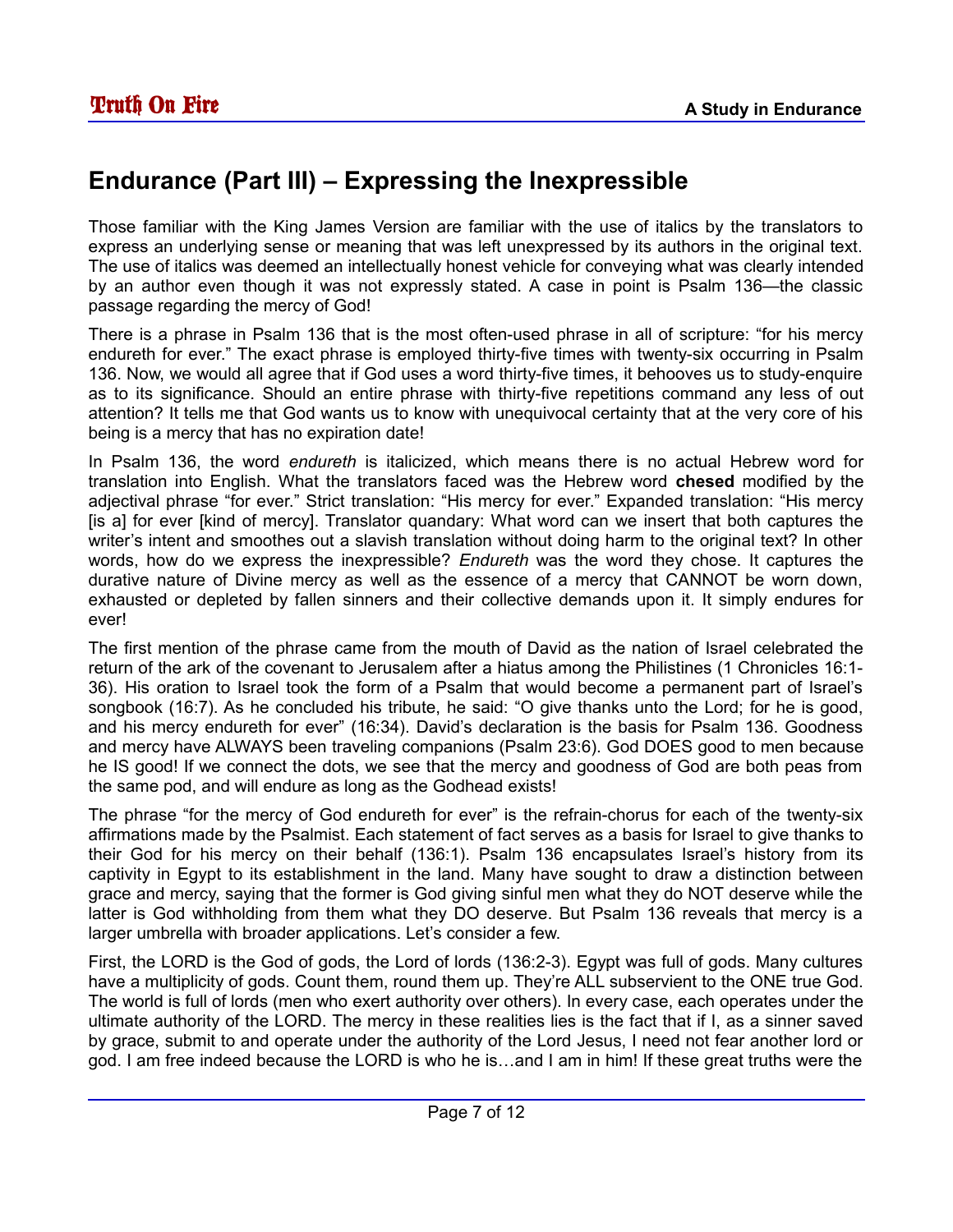## Endurance (Part III) – Expressing the Inexpressible

Those familiar with the King James Version are familiar with the use of italics by the translators to express an underlying sense or meaning that was left unexpressed by its authors in the original text. The use of italics was deemed an intellectually honest vehicle for conveying what was clearly intended by an author even though it was not expressly stated. A case in point is Psalm 136—the classic passage regarding the mercy of God!

There is a phrase in Psalm 136 that is the most often-used phrase in all of scripture: "for his mercy endureth for ever." The exact phrase is employed thirty-five times with twenty-six occurring in Psalm 136. Now, we would all agree that if God uses a word thirty-five times, it behooves us to study-enquire as to its significance. Should an entire phrase with thirty-five repetitions command any less of out attention? It tells me that God wants us to know with unequivocal certainty that at the very core of his being is a mercy that has no expiration date!

In Psalm 136, the word *endureth* is italicized, which means there is no actual Hebrew word for translation into English. What the translators faced was the Hebrew word **chesed** modified by the adjectival phrase "for ever." Strict translation: "His mercy for ever." Expanded translation: "His mercy [is a] for ever [kind of mercy]. Translator quandary: What word can we insert that both captures the writer's intent and smoothes out a slavish translation without doing harm to the original text? In other words, how do we express the inexpressible? *Endureth* was the word they chose. It captures the durative nature of Divine mercy as well as the essence of a mercy that CANNOT be worn down, exhausted or depleted by fallen sinners and their collective demands upon it. It simply endures for ever!

The first mention of the phrase came from the mouth of David as the nation of Israel celebrated the return of the ark of the covenant to Jerusalem after a hiatus among the Philistines (1 Chronicles 16:1-36). His oration to Israel took the form of a Psalm that would become a permanent part of Israel's songbook (16:7). As he concluded his tribute, he said: "O give thanks unto the Lord; for he is good, and his mercy endureth for ever" (16:34). David's declaration is the basis for Psalm 136. Goodness and mercy have ALWAYS been traveling companions (Psalm 23:6). God DOES good to men because he IS good! If we connect the dots, we see that the mercy and goodness of God are both peas from the same pod, and will endure as long as the Godhead exists!

The phrase "for the mercy of God endureth for ever" is the refrain-chorus for each of the twenty-six affirmations made by the Psalmist. Each statement of fact serves as a basis for Israel to give thanks to their God for his mercy on their behalf (136:1). Psalm 136 encapsulates Israel's history from its captivity in Egypt to its establishment in the land. Many have sought to draw a distinction between grace and mercy, saying that the former is God giving sinful men what they do NOT deserve while the latter is God withholding from them what they DO deserve. But Psalm 136 reveals that mercy is a larger umbrella with broader applications. Let's consider a few.

First, the LORD is the God of gods, the Lord of lords (136:2-3). Egypt was full of gods. Many cultures have a multiplicity of gods. Count them, round them up. They're ALL subservient to the ONE true God. The world is full of lords (men who exert authority over others). In every case, each operates under the ultimate authority of the LORD. The mercy in these realities lies is the fact that if I, as a sinner saved by grace, submit to and operate under the authority of the Lord Jesus, I need not fear another lord or god. I am free indeed because the LORD is who he is…and I am in him! If these great truths were the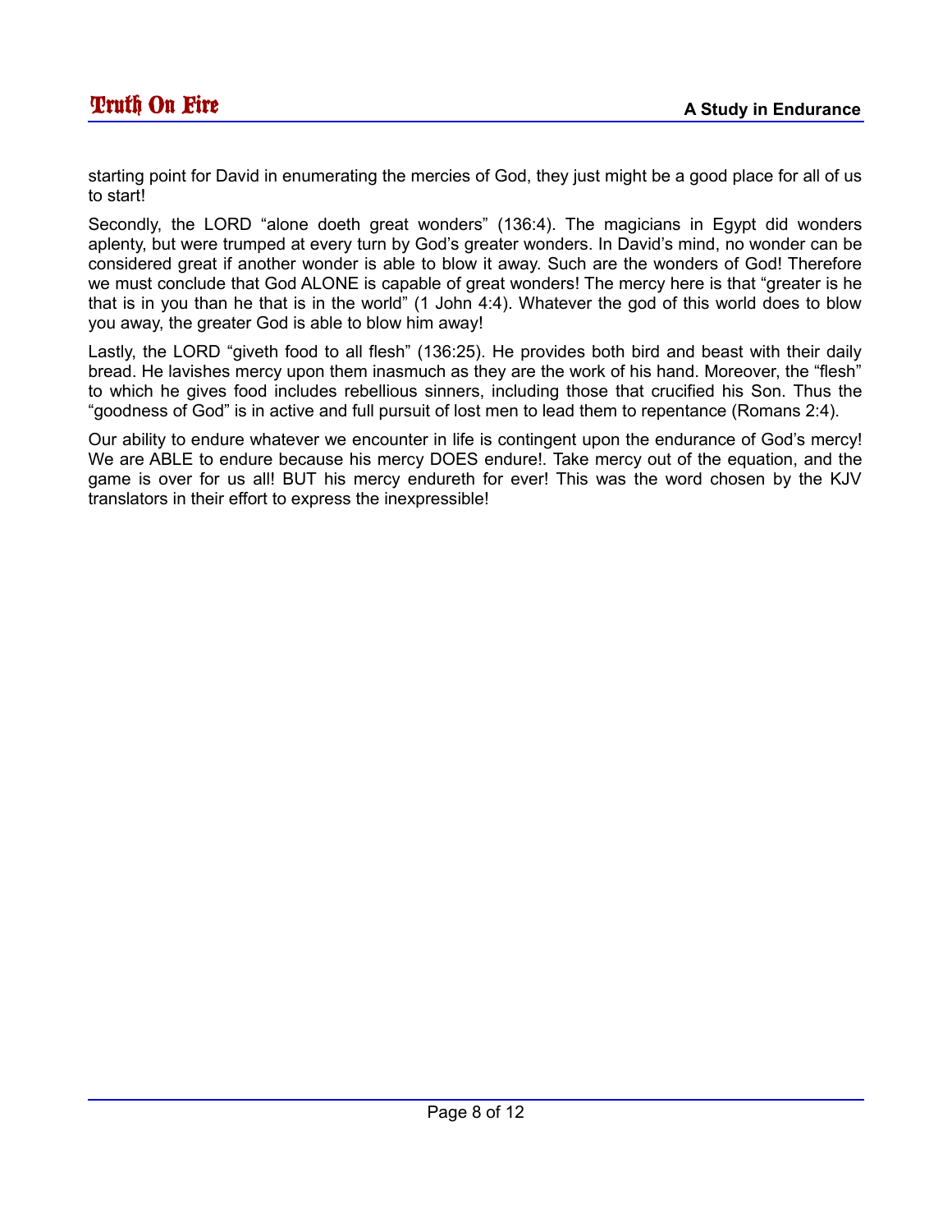starting point for David in enumerating the mercies of God, they just might be a good place for all of us to start!

Secondly, the LORD "alone doeth great wonders" (136:4). The magicians in Egypt did wonders aplenty, but were trumped at every turn by God's greater wonders. In David's mind, no wonder can be considered great if another wonder is able to blow it away. Such are the wonders of God! Therefore we must conclude that God ALONE is capable of great wonders! The mercy here is that "greater is he that is in you than he that is in the world" (1 John 4:4). Whatever the god of this world does to blow you away, the greater God is able to blow him away!

Lastly, the LORD "giveth food to all flesh" (136:25). He provides both bird and beast with their daily bread. He lavishes mercy upon them inasmuch as they are the work of his hand. Moreover, the "flesh" to which he gives food includes rebellious sinners, including those that crucified his Son. Thus the "goodness of God" is in active and full pursuit of lost men to lead them to repentance (Romans 2:4).

Our ability to endure whatever we encounter in life is contingent upon the endurance of God's mercy! We are ABLE to endure because his mercy DOES endure!. Take mercy out of the equation, and the game is over for us all! BUT his mercy endureth for ever! This was the word chosen by the KJV translators in their effort to express the inexpressible!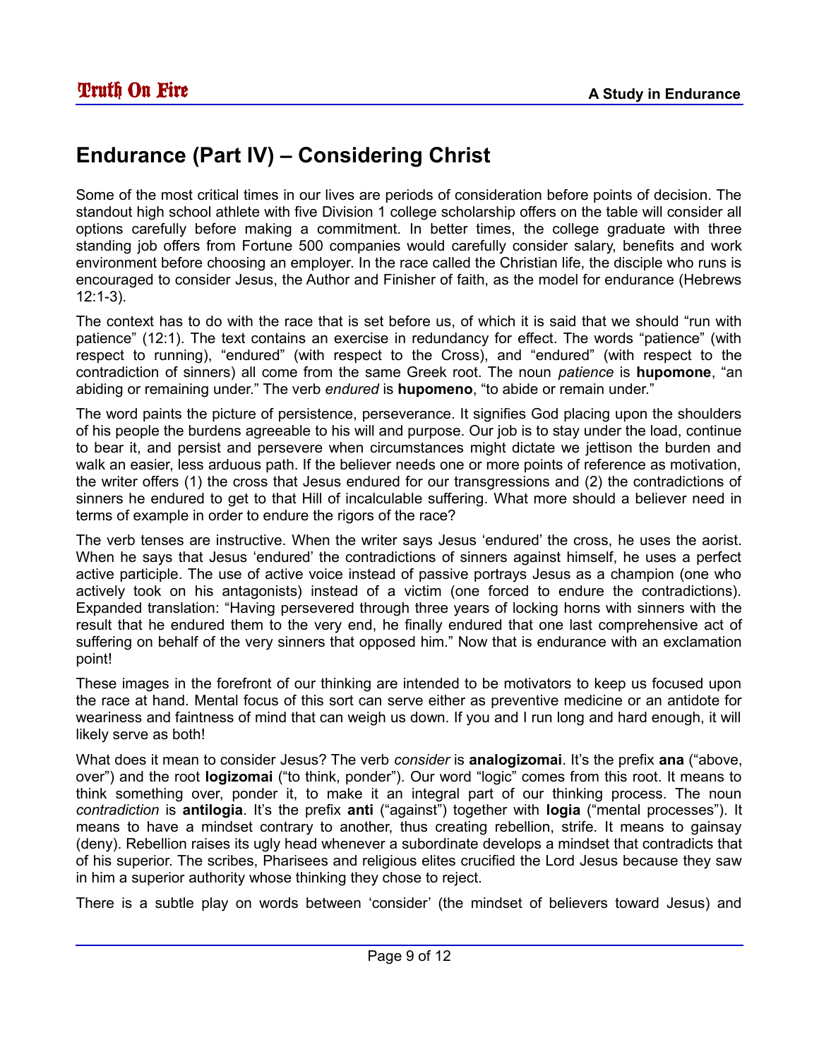## Endurance (Part IV) – Considering Christ

Some of the most critical times in our lives are periods of consideration before points of decision. The standout high school athlete with five Division 1 college scholarship offers on the table will consider all options carefully before making a commitment. In better times, the college graduate with three standing job offers from Fortune 500 companies would carefully consider salary, benefits and work environment before choosing an employer. In the race called the Christian life, the disciple who runs is encouraged to consider Jesus, the Author and Finisher of faith, as the model for endurance (Hebrews 12:1-3).

The context has to do with the race that is set before us, of which it is said that we should "run with patience" (12:1). The text contains an exercise in redundancy for effect. The words "patience" (with respect to running), "endured" (with respect to the Cross), and "endured" (with respect to the contradiction of sinners) all come from the same Greek root. The noun *patience* is **hupomone**, "an abiding or remaining under." The verb *endured* is **hupomeno**, "to abide or remain under."

The word paints the picture of persistence, perseverance. It signifies God placing upon the shoulders of his people the burdens agreeable to his will and purpose. Our job is to stay under the load, continue to bear it, and persist and persevere when circumstances might dictate we jettison the burden and walk an easier, less arduous path. If the believer needs one or more points of reference as motivation, the writer offers (1) the cross that Jesus endured for our transgressions and (2) the contradictions of sinners he endured to get to that Hill of incalculable suffering. What more should a believer need in terms of example in order to endure the rigors of the race?

The verb tenses are instructive. When the writer says Jesus 'endured' the cross, he uses the aorist. When he says that Jesus 'endured' the contradictions of sinners against himself, he uses a perfect active participle. The use of active voice instead of passive portrays Jesus as a champion (one who actively took on his antagonists) instead of a victim (one forced to endure the contradictions). Expanded translation: "Having persevered through three years of locking horns with sinners with the result that he endured them to the very end, he finally endured that one last comprehensive act of suffering on behalf of the very sinners that opposed him." Now that is endurance with an exclamation point!

These images in the forefront of our thinking are intended to be motivators to keep us focused upon the race at hand. Mental focus of this sort can serve either as preventive medicine or an antidote for weariness and faintness of mind that can weigh us down. If you and I run long and hard enough, it will likely serve as both!

What does it mean to consider Jesus? The verb *consider* is **analogizomai**. It's the prefix **ana** ("above, over") and the root **logizomai** ("to think, ponder"). Our word "logic" comes from this root. It means to think something over, ponder it, to make it an integral part of our thinking process. The noun *contradiction* is **antilogia**. It's the prefix **anti** ("against") together with **logia** ("mental processes"). It means to have a mindset contrary to another, thus creating rebellion, strife. It means to gainsay (deny). Rebellion raises its ugly head whenever a subordinate develops a mindset that contradicts that of his superior. The scribes, Pharisees and religious elites crucified the Lord Jesus because they saw in him a superior authority whose thinking they chose to reject.

There is a subtle play on words between 'consider' (the mindset of believers toward Jesus) and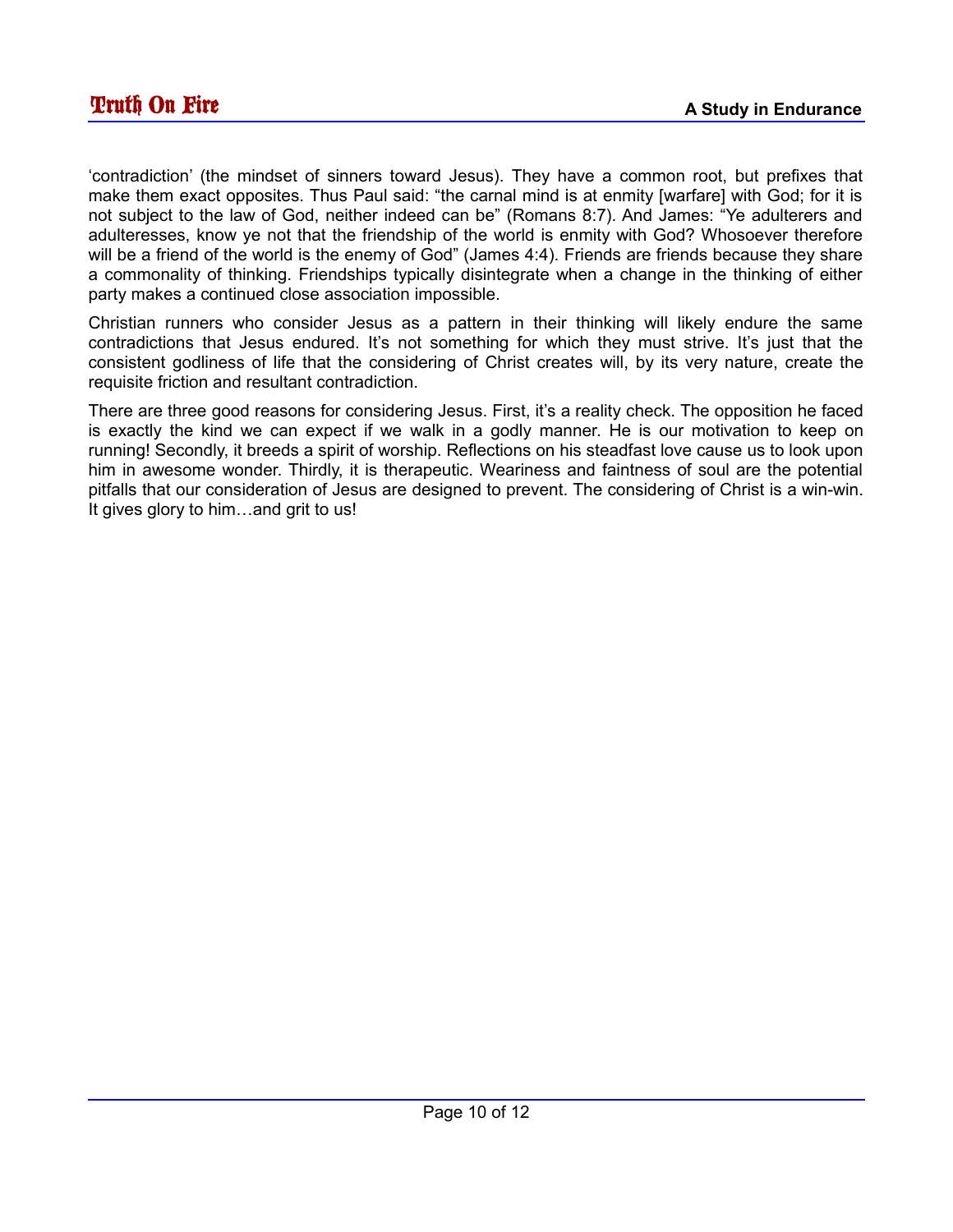‘contradiction’ (the mindset of sinners toward Jesus). They have a common root, but prefixes that make them exact opposites. Thus Paul said: “the carnal mind is at enmity [warfare] with God; for it is not subject to the law of God, neither indeed can be” (Romans 8:7). And James: “Ye adulterers and adulteresses, know ye not that the friendship of the world is enmity with God? Whosoever therefore will be a friend of the world is the enemy of God” (James 4:4). Friends are friends because they share a commonality of thinking. Friendships typically disintegrate when a change in the thinking of either party makes a continued close association impossible.

Christian runners who consider Jesus as a pattern in their thinking will likely endure the same contradictions that Jesus endured. It’s not something for which they must strive. It’s just that the consistent godliness of life that the considering of Christ creates will, by its very nature, create the requisite friction and resultant contradiction.

There are three good reasons for considering Jesus. First, it’s a reality check. The opposition he faced is exactly the kind we can expect if we walk in a godly manner. He is our motivation to keep on running! Secondly, it breeds a spirit of worship. Reflections on his steadfast love cause us to look upon him in awesome wonder. Thirdly, it is therapeutic. Weariness and faintness of soul are the potential pitfalls that our consideration of Jesus are designed to prevent. The considering of Christ is a win-win. It gives glory to him…and grit to us!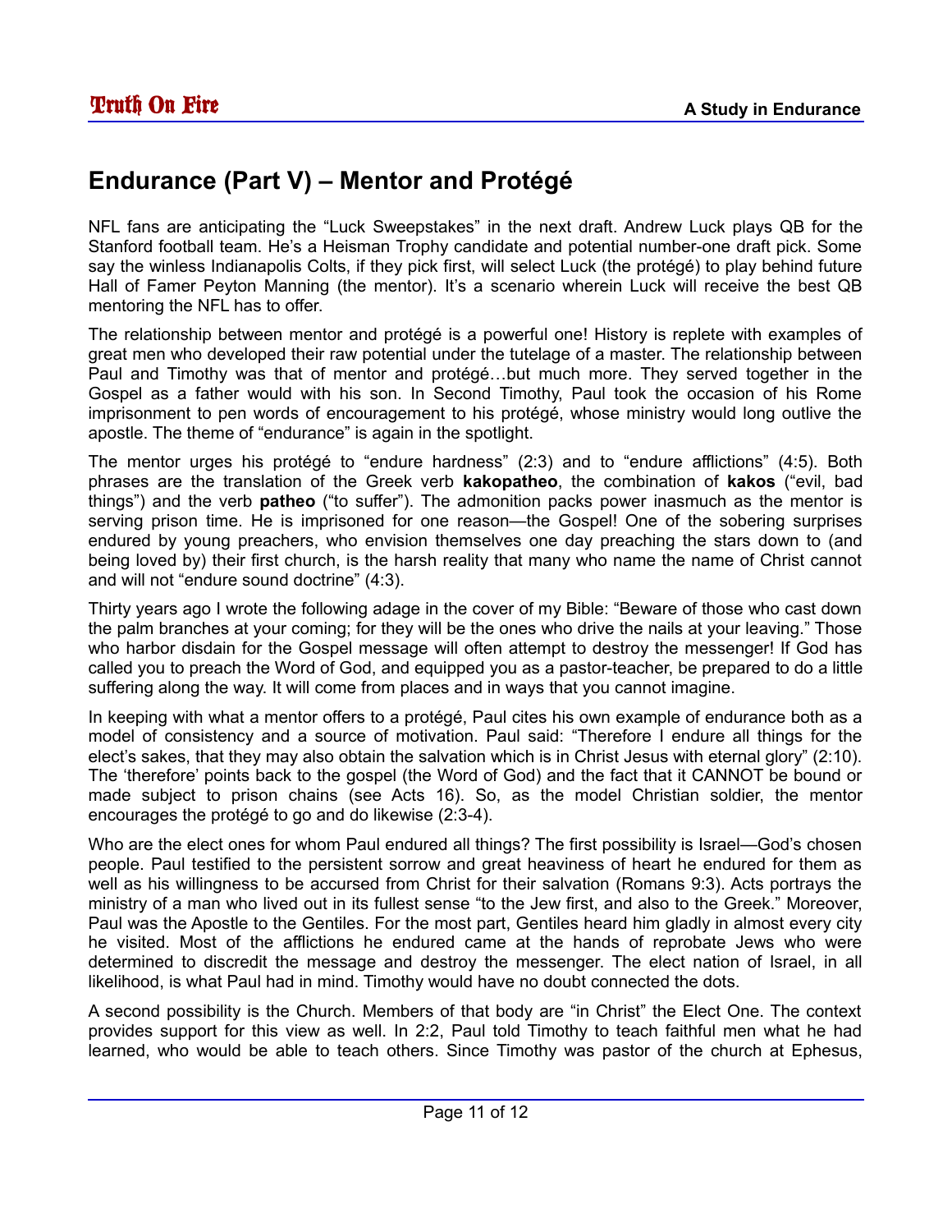## Endurance (Part V) – Mentor and Protégé

NFL fans are anticipating the "Luck Sweepstakes" in the next draft. Andrew Luck plays QB for the Stanford football team. He's a Heisman Trophy candidate and potential number-one draft pick. Some say the winless Indianapolis Colts, if they pick first, will select Luck (the protégé) to play behind future Hall of Famer Peyton Manning (the mentor). It's a scenario wherein Luck will receive the best QB mentoring the NFL has to offer.

The relationship between mentor and protégé is a powerful one! History is replete with examples of great men who developed their raw potential under the tutelage of a master. The relationship between Paul and Timothy was that of mentor and protégé…but much more. They served together in the Gospel as a father would with his son. In Second Timothy, Paul took the occasion of his Rome imprisonment to pen words of encouragement to his protégé, whose ministry would long outlive the apostle. The theme of "endurance" is again in the spotlight.

The mentor urges his protégé to "endure hardness" (2:3) and to "endure afflictions" (4:5). Both phrases are the translation of the Greek verb **kakopatheo**, the combination of **kakos** ("evil, bad things") and the verb **patheo** ("to suffer"). The admonition packs power inasmuch as the mentor is serving prison time. He is imprisoned for one reason—the Gospel! One of the sobering surprises endured by young preachers, who envision themselves one day preaching the stars down to (and being loved by) their first church, is the harsh reality that many who name the name of Christ cannot and will not "endure sound doctrine" (4:3).

Thirty years ago I wrote the following adage in the cover of my Bible: "Beware of those who cast down the palm branches at your coming; for they will be the ones who drive the nails at your leaving." Those who harbor disdain for the Gospel message will often attempt to destroy the messenger! If God has called you to preach the Word of God, and equipped you as a pastor-teacher, be prepared to do a little suffering along the way. It will come from places and in ways that you cannot imagine.

In keeping with what a mentor offers to a protégé, Paul cites his own example of endurance both as a model of consistency and a source of motivation. Paul said: "Therefore I endure all things for the elect's sakes, that they may also obtain the salvation which is in Christ Jesus with eternal glory" (2:10). The 'therefore' points back to the gospel (the Word of God) and the fact that it CANNOT be bound or made subject to prison chains (see Acts 16). So, as the model Christian soldier, the mentor encourages the protégé to go and do likewise (2:3-4).

Who are the elect ones for whom Paul endured all things? The first possibility is Israel—God's chosen people. Paul testified to the persistent sorrow and great heaviness of heart he endured for them as well as his willingness to be accursed from Christ for their salvation (Romans 9:3). Acts portrays the ministry of a man who lived out in its fullest sense "to the Jew first, and also to the Greek." Moreover, Paul was the Apostle to the Gentiles. For the most part, Gentiles heard him gladly in almost every city he visited. Most of the afflictions he endured came at the hands of reprobate Jews who were determined to discredit the message and destroy the messenger. The elect nation of Israel, in all likelihood, is what Paul had in mind. Timothy would have no doubt connected the dots.

A second possibility is the Church. Members of that body are "in Christ" the Elect One. The context provides support for this view as well. In 2:2, Paul told Timothy to teach faithful men what he had learned, who would be able to teach others. Since Timothy was pastor of the church at Ephesus,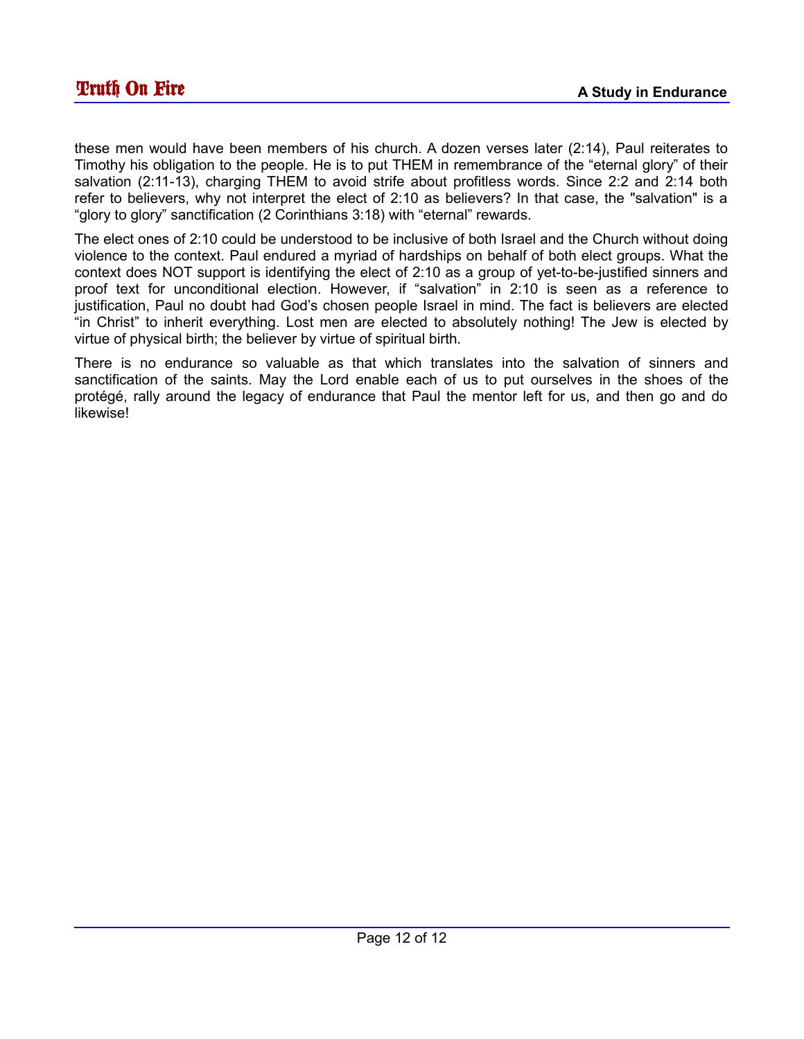these men would have been members of his church. A dozen verses later (2:14), Paul reiterates to Timothy his obligation to the people. He is to put THEM in remembrance of the “eternal glory” of their salvation (2:11-13), charging THEM to avoid strife about profitless words. Since 2:2 and 2:14 both refer to believers, why not interpret the elect of 2:10 as believers? In that case, the "salvation" is a “glory to glory” sanctification (2 Corinthians 3:18) with “eternal” rewards.

The elect ones of 2:10 could be understood to be inclusive of both Israel and the Church without doing violence to the context. Paul endured a myriad of hardships on behalf of both elect groups. What the context does NOT support is identifying the elect of 2:10 as a group of yet-to-be-justified sinners and proof text for unconditional election. However, if “salvation” in 2:10 is seen as a reference to justification, Paul no doubt had God’s chosen people Israel in mind. The fact is believers are elected “in Christ” to inherit everything. Lost men are elected to absolutely nothing! The Jew is elected by virtue of physical birth; the believer by virtue of spiritual birth.

There is no endurance so valuable as that which translates into the salvation of sinners and sanctification of the saints. May the Lord enable each of us to put ourselves in the shoes of the protégé, rally around the legacy of endurance that Paul the mentor left for us, and then go and do likewise!